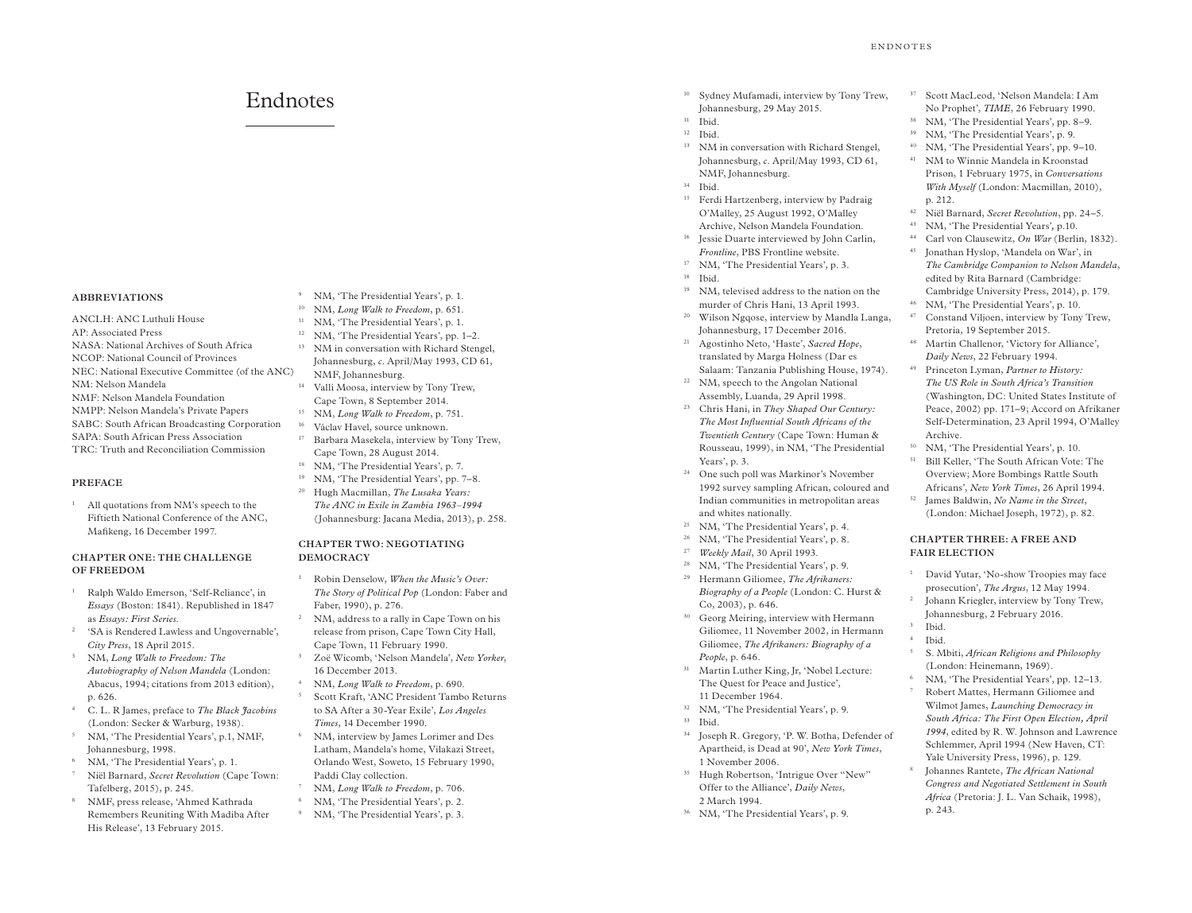# Endnotes

## ABBREVIATIONS

ANCLH: ANC Luthuli House
AP: Associated Press
NASA: National Archives of South Africa
NCOP: National Council of Provinces
NEC: National Executive Committee (of the ANC)
NM: Nelson Mandela
NMF: Nelson Mandela Foundation
NMPP: Nelson Mandela's Private Papers
SABC: South African Broadcasting Corporation
SAPA: South African Press Association
TRC: Truth and Reconciliation Commission

## PREFACE

1. All quotations from NM's speech to the Fiftieth National Conference of the ANC, Mafikeng, 16 December 1997.

## CHAPTER ONE: THE CHALLENGE OF FREEDOM

1. Ralph Waldo Emerson, 'Self-Reliance', in *Essays* (Boston: 1841). Republished in 1847 as *Essays: First Series*.
2. 'SA is Rendered Lawless and Ungovernable', *City Press*, 18 April 2015.
3. NM, *Long Walk to Freedom: The Autobiography of Nelson Mandela* (London: Abacus, 1994; citations from 2013 edition), p. 626.
4. C. L. R James, preface to *The Black Jacobins* (London: Secker & Warburg, 1938).
5. NM, 'The Presidential Years', p.1, NMF, Johannesburg, 1998.
6. NM, 'The Presidential Years', p. 1.
7. Niël Barnard, *Secret Revolution* (Cape Town: Tafelberg, 2015), p. 245.
8. NMF, press release, 'Ahmed Kathrada Remembers Reuniting With Madiba After His Release', 13 February 2015.
9. NM, 'The Presidential Years', p. 1.
10. NM, *Long Walk to Freedom*, p. 651.
11. NM, 'The Presidential Years', p. 1.
12. NM, 'The Presidential Years', pp. 1–2.
13. NM in conversation with Richard Stengel, Johannesburg, *c*. April/May 1993, CD 61, NMF, Johannesburg.
14. Valli Moosa, interview by Tony Trew, Cape Town, 8 September 2014.
15. NM, *Long Walk to Freedom*, p. 751.
16. Václav Havel, source unknown.
17. Barbara Masekela, interview by Tony Trew, Cape Town, 28 August 2014.
18. NM, 'The Presidential Years', p. 7.
19. NM, 'The Presidential Years', pp. 7–8.
20. Hugh Macmillan, *The Lusaka Years: The ANC in Exile in Zambia 1963–1994* (Johannesburg: Jacana Media, 2013), p. 258.

## CHAPTER TWO: NEGOTIATING DEMOCRACY

1. Robin Denselow, *When the Music's Over: The Story of Political Pop* (London: Faber and Faber, 1990), p. 276.
2. NM, address to a rally in Cape Town on his release from prison, Cape Town City Hall, Cape Town, 11 February 1990.
3. Zoë Wicomb, 'Nelson Mandela', *New Yorker*, 16 December 2013.
4. NM, *Long Walk to Freedom*, p. 690.
5. Scott Kraft, 'ANC President Tambo Returns to SA After a 30-Year Exile', *Los Angeles Times*, 14 December 1990.
6. NM, interview by James Lorimer and Des Latham, Mandela's home, Vilakazi Street, Orlando West, Soweto, 15 February 1990, Paddi Clay collection.
7. NM, *Long Walk to Freedom*, p. 706.
8. NM, 'The Presidential Years', p. 2.
9. NM, 'The Presidential Years', p. 3.
10. Sydney Mufamadi, interview by Tony Trew, Johannesburg, 29 May 2015.
11. Ibid.
12. Ibid.
13. NM in conversation with Richard Stengel, Johannesburg, *c*. April/May 1993, CD 61, NMF, Johannesburg.
14. Ibid.
15. Ferdi Hartzenberg, interview by Padraig O'Malley, 25 August 1992, O'Malley Archive, Nelson Mandela Foundation.
16. Jessie Duarte interviewed by John Carlin, *Frontline*, PBS Frontline website.
17. NM, 'The Presidential Years', p. 3.
18. Ibid.
19. NM, televised address to the nation on the murder of Chris Hani, 13 April 1993.
20. Wilson Ngqose, interview by Mandla Langa, Johannesburg, 17 December 2016.
21. Agostinho Neto, 'Haste', *Sacred Hope*, translated by Marga Holness (Dar es Salaam: Tanzania Publishing House, 1974).
22. NM, speech to the Angolan National Assembly, Luanda, 29 April 1998.
23. Chris Hani, in *They Shaped Our Century: The Most Influential South Africans of the Twentieth Century* (Cape Town: Human & Rousseau, 1999), in NM, 'The Presidential Years', p. 3.
24. One such poll was Markinor's November 1992 survey sampling African, coloured and Indian communities in metropolitan areas and whites nationally.
25. NM, 'The Presidential Years', p. 4.
26. NM, 'The Presidential Years', p. 8.
27. *Weekly Mail*, 30 April 1993.
28. NM, 'The Presidential Years', p. 9.
29. Hermann Giliomee, *The Afrikaners: Biography of a People* (London: C. Hurst & Co, 2003), p. 646.
30. Georg Meiring, interview with Hermann Giliomee, 11 November 2002, in Hermann Giliomee, *The Afrikaners: Biography of a People*, p. 646.
31. Martin Luther King, Jr, 'Nobel Lecture: The Quest for Peace and Justice', 11 December 1964.
32. NM, 'The Presidential Years', p. 9.
33. Ibid.
34. Joseph R. Gregory, 'P. W. Botha, Defender of Apartheid, is Dead at 90', *New York Times*, 1 November 2006.
35. Hugh Robertson, 'Intrigue Over "New" Offer to the Alliance', *Daily News*, 2 March 1994.
36. NM, 'The Presidential Years', p. 9.
37. Scott MacLeod, 'Nelson Mandela: I Am No Prophet', *TIME*, 26 February 1990.
38. NM, 'The Presidential Years', pp. 8–9.
39. NM, 'The Presidential Years', p. 9.
40. NM, 'The Presidential Years', pp. 9–10.
41. NM to Winnie Mandela in Kroonstad Prison, 1 February 1975, in *Conversations With Myself* (London: Macmillan, 2010), p. 212.
42. Niël Barnard, *Secret Revolution*, pp. 24–5.
43. NM, 'The Presidential Years', p.10.
44. Carl von Clausewitz, *On War* (Berlin, 1832).
45. Jonathan Hyslop, 'Mandela on War', in *The Cambridge Companion to Nelson Mandela*, edited by Rita Barnard (Cambridge: Cambridge University Press, 2014), p. 179.
46. NM, 'The Presidential Years', p. 10.
47. Constand Viljoen, interview by Tony Trew, Pretoria, 19 September 2015.
48. Martin Challenor, 'Victory for Alliance', *Daily News*, 22 February 1994.
49. Princeton Lyman, *Partner to History: The US Role in South Africa's Transition* (Washington, DC: United States Institute of Peace, 2002) pp. 171–9; Accord on Afrikaner Self-Determination, 23 April 1994, O'Malley Archive.
50. NM, 'The Presidential Years', p. 10.
51. Bill Keller, 'The South African Vote: The Overview; More Bombings Rattle South Africans', *New York Times*, 26 April 1994.
52. James Baldwin, *No Name in the Street*, (London: Michael Joseph, 1972), p. 82.

## CHAPTER THREE: A FREE AND FAIR ELECTION

1. David Yutar, 'No-show Troopies may face prosecution', *The Argus*, 12 May 1994.
2. Johann Kriegler, interview by Tony Trew, Johannesburg, 2 February 2016.
3. Ibid.
4. Ibid.
5. S. Mbiti, *African Religions and Philosophy* (London: Heinemann, 1969).
6. NM, 'The Presidential Years', pp. 12–13.
7. Robert Mattes, Hermann Giliomee and Wilmot James, *Launching Democracy in South Africa: The First Open Election, April 1994*, edited by R. W. Johnson and Lawrence Schlemmer, April 1994 (New Haven, CT: Yale University Press, 1996), p. 129.
8. Johannes Rantete, *The African National Congress and Negotiated Settlement in South Africa* (Pretoria: J. L. Van Schaik, 1998), p. 243.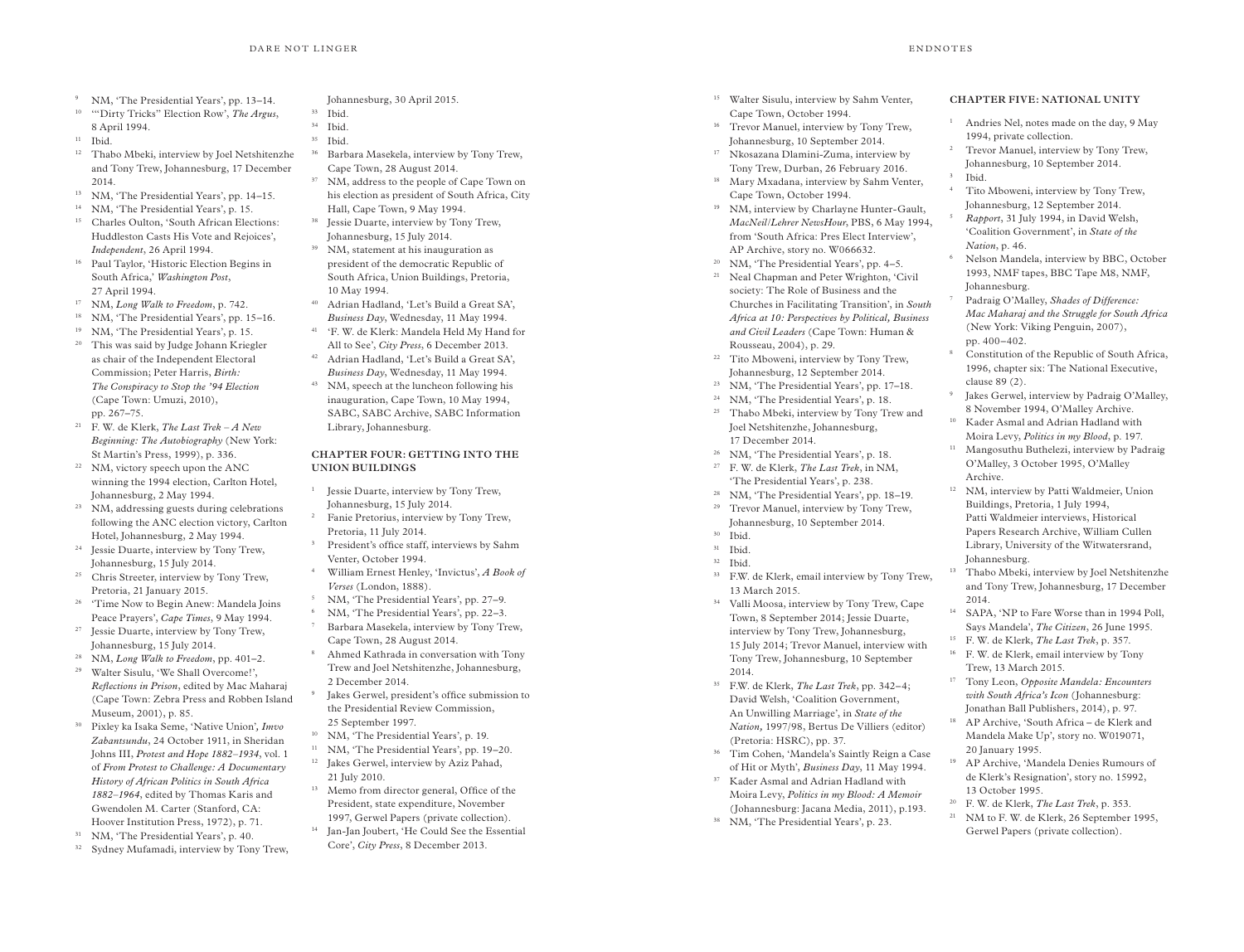9. NM, 'The Presidential Years', pp. 13–14.
10. '"Dirty Tricks" Election Row', *The Argus*, 8 April 1994.
11. Ibid.
12. Thabo Mbeki, interview by Joel Netshitenzhe and Tony Trew, Johannesburg, 17 December 2014.
13. NM, 'The Presidential Years', pp. 14–15.
14. NM, 'The Presidential Years', p. 15.
15. Charles Oulton, 'South African Elections: Huddleston Casts His Vote and Rejoices', *Independent*, 26 April 1994.
16. Paul Taylor, 'Historic Election Begins in South Africa,' *Washington Post*, 27 April 1994.
17. NM, *Long Walk to Freedom*, p. 742.
18. NM, 'The Presidential Years', pp. 15–16.
19. NM, 'The Presidential Years', p. 15.
20. This was said by Judge Johann Kriegler as chair of the Independent Electoral Commission; Peter Harris, *Birth: The Conspiracy to Stop the '94 Election* (Cape Town: Umuzi, 2010), pp. 267–75.
21. F. W. de Klerk, *The Last Trek – A New Beginning: The Autobiography* (New York: St Martin's Press, 1999), p. 336.
22. NM, victory speech upon the ANC winning the 1994 election, Carlton Hotel, Johannesburg, 2 May 1994.
23. NM, addressing guests during celebrations following the ANC election victory, Carlton Hotel, Johannesburg, 2 May 1994.
24. Jessie Duarte, interview by Tony Trew, Johannesburg, 15 July 2014.
25. Chris Streeter, interview by Tony Trew, Pretoria, 21 January 2015.
26. 'Time Now to Begin Anew: Mandela Joins Peace Prayers', *Cape Times*, 9 May 1994.
27. Jessie Duarte, interview by Tony Trew, Johannesburg, 15 July 2014.
28. NM, *Long Walk to Freedom*, pp. 401–2.
29. Walter Sisulu, 'We Shall Overcome!', *Reflections in Prison*, edited by Mac Maharaj (Cape Town: Zebra Press and Robben Island Museum, 2001), p. 85.
30. Pixley ka Isaka Seme, 'Native Union', *Imvo Zabantsundu*, 24 October 1911, in Sheridan Johns III, *Protest and Hope 1882–1934*, vol. 1 of *From Protest to Challenge: A Documentary History of African Politics in South Africa 1882–1964*, edited by Thomas Karis and Gwendolen M. Carter (Stanford, CA: Hoover Institution Press, 1972), p. 71.
31. NM, 'The Presidential Years', p. 40.
32. Sydney Mufamadi, interview by Tony Trew, Johannesburg, 30 April 2015.
33. Ibid.
34. Ibid.
35. Ibid.
36. Barbara Masekela, interview by Tony Trew, Cape Town, 28 August 2014.
37. NM, address to the people of Cape Town on his election as president of South Africa, City Hall, Cape Town, 9 May 1994.
38. Jessie Duarte, interview by Tony Trew, Johannesburg, 15 July 2014.
39. NM, statement at his inauguration as president of the democratic Republic of South Africa, Union Buildings, Pretoria, 10 May 1994.
40. Adrian Hadland, 'Let's Build a Great SA', *Business Day*, Wednesday, 11 May 1994.
41. 'F. W. de Klerk: Mandela Held My Hand for All to See', *City Press*, 6 December 2013.
42. Adrian Hadland, 'Let's Build a Great SA', *Business Day*, Wednesday, 11 May 1994.
43. NM, speech at the luncheon following his inauguration, Cape Town, 10 May 1994, SABC, SABC Archive, SABC Information Library, Johannesburg.

### CHAPTER FOUR: GETTING INTO THE UNION BUILDINGS

1. Jessie Duarte, interview by Tony Trew, Johannesburg, 15 July 2014.
2. Fanie Pretorius, interview by Tony Trew, Pretoria, 11 July 2014.
3. President's office staff, interviews by Sahm Venter, October 1994.
4. William Ernest Henley, 'Invictus', *A Book of Verses* (London, 1888).
5. NM, 'The Presidential Years', pp. 27–9.
6. NM, 'The Presidential Years', pp. 22–3.
7. Barbara Masekela, interview by Tony Trew, Cape Town, 28 August 2014.
8. Ahmed Kathrada in conversation with Tony Trew and Joel Netshitenzhe, Johannesburg, 2 December 2014.
9. Jakes Gerwel, president's office submission to the Presidential Review Commission, 25 September 1997.
10. NM, 'The Presidential Years', p. 19.
11. NM, 'The Presidential Years', pp. 19–20.
12. Jakes Gerwel, interview by Aziz Pahad, 21 July 2010.
13. Memo from director general, Office of the President, state expenditure, November 1997, Gerwel Papers (private collection).
14. Jan-Jan Joubert, 'He Could See the Essential Core', *City Press*, 8 December 2013.
15. Walter Sisulu, interview by Sahm Venter, Cape Town, October 1994.
16. Trevor Manuel, interview by Tony Trew, Johannesburg, 10 September 2014.
17. Nkosazana Dlamini-Zuma, interview by Tony Trew, Durban, 26 February 2016.
18. Mary Mxadana, interview by Sahm Venter, Cape Town, October 1994.
19. NM, interview by Charlayne Hunter-Gault, *MacNeil/Lehrer NewsHour*, PBS, 6 May 1994, from 'South Africa: Pres Elect Interview', AP Archive, story no. W066632.
20. NM, 'The Presidential Years', pp. 4–5.
21. Neal Chapman and Peter Wrighton, 'Civil society: The Role of Business and the Churches in Facilitating Transition', in *South Africa at 10: Perspectives by Political, Business and Civil Leaders* (Cape Town: Human & Rousseau, 2004), p. 29.
22. Tito Mboweni, interview by Tony Trew, Johannesburg, 12 September 2014.
23. NM, 'The Presidential Years', pp. 17–18.
24. NM, 'The Presidential Years', p. 18.
25. Thabo Mbeki, interview by Tony Trew and Joel Netshitenzhe, Johannesburg, 17 December 2014.
26. NM, 'The Presidential Years', p. 18.
27. F. W. de Klerk, *The Last Trek*, in NM, 'The Presidential Years', p. 238.
28. NM, 'The Presidential Years', pp. 18–19.
29. Trevor Manuel, interview by Tony Trew, Johannesburg, 10 September 2014.
30. Ibid.
31. Ibid.
32. Ibid.
33. F.W. de Klerk, email interview by Tony Trew, 13 March 2015.
34. Valli Moosa, interview by Tony Trew, Cape Town, 8 September 2014; Jessie Duarte, interview by Tony Trew, Johannesburg, 15 July 2014; Trevor Manuel, interview with Tony Trew, Johannesburg, 10 September 2014.
35. F.W. de Klerk, *The Last Trek*, pp. 342–4; David Welsh, 'Coalition Government, An Unwilling Marriage', in *State of the Nation*, 1997/98, Bertus De Villiers (editor) (Pretoria: HSRC), pp. 37.
36. Tim Cohen, 'Mandela's Saintly Reign a Case of Hit or Myth', *Business Day*, 11 May 1994.
37. Kader Asmal and Adrian Hadland with Moira Levy, *Politics in my Blood: A Memoir* (Johannesburg: Jacana Media, 2011), p.193.
38. NM, 'The Presidential Years', p. 23.

### CHAPTER FIVE: NATIONAL UNITY

1. Andries Nel, notes made on the day, 9 May 1994, private collection.
2. Trevor Manuel, interview by Tony Trew, Johannesburg, 10 September 2014.
3. Ibid.
4. Tito Mboweni, interview by Tony Trew, Johannesburg, 12 September 2014.
5. *Rapport*, 31 July 1994, in David Welsh, 'Coalition Government', in *State of the Nation*, p. 46.
6. Nelson Mandela, interview by BBC, October 1993, NMF tapes, BBC Tape M8, NMF, Johannesburg.
7. Padraig O'Malley, *Shades of Difference: Mac Maharaj and the Struggle for South Africa* (New York: Viking Penguin, 2007), pp. 400–402.
8. Constitution of the Republic of South Africa, 1996, chapter six: The National Executive, clause 89 (2).
9. Jakes Gerwel, interview by Padraig O'Malley, 8 November 1994, O'Malley Archive.
10. Kader Asmal and Adrian Hadland with Moira Levy, *Politics in my Blood*, p. 197.
11. Mangosuthu Buthelezi, interview by Padraig O'Malley, 3 October 1995, O'Malley Archive.
12. NM, interview by Patti Waldmeier, Union Buildings, Pretoria, 1 July 1994, Patti Waldmeier interviews, Historical Papers Research Archive, William Cullen Library, University of the Witwatersrand, Johannesburg.
13. Thabo Mbeki, interview by Joel Netshitenzhe and Tony Trew, Johannesburg, 17 December 2014.
14. SAPA, 'NP to Fare Worse than in 1994 Poll, Says Mandela', *The Citizen*, 26 June 1995.
15. F. W. de Klerk, *The Last Trek*, p. 357.
16. F. W. de Klerk, email interview by Tony Trew, 13 March 2015.
17. Tony Leon, *Opposite Mandela: Encounters with South Africa's Icon* (Johannesburg: Jonathan Ball Publishers, 2014), p. 97.
18. AP Archive, 'South Africa – de Klerk and Mandela Make Up', story no. W019071, 20 January 1995.
19. AP Archive, 'Mandela Denies Rumours of de Klerk's Resignation', story no. 15992, 13 October 1995.
20. F. W. de Klerk, *The Last Trek*, p. 353.
21. NM to F. W. de Klerk, 26 September 1995, Gerwel Papers (private collection).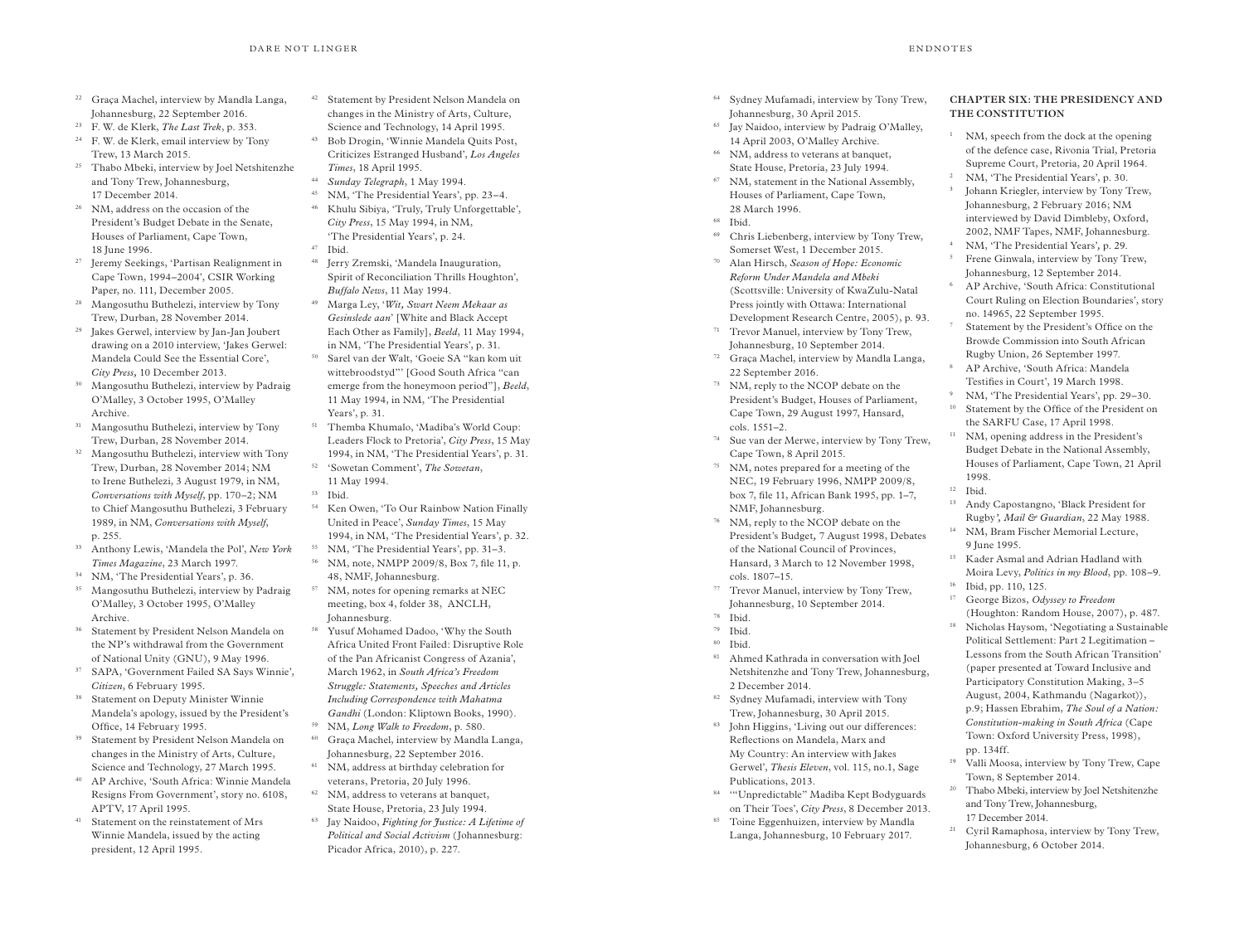[22] Graça Machel, interview by Mandla Langa, Johannesburg, 22 September 2016.

[23] F. W. de Klerk, *The Last Trek*, p. 353.

[24] F. W. de Klerk, email interview by Tony Trew, 13 March 2015.

[25] Thabo Mbeki, interview by Joel Netshitenzhe and Tony Trew, Johannesburg, 17 December 2014.

[26] NM, address on the occasion of the President's Budget Debate in the Senate, Houses of Parliament, Cape Town, 18 June 1996.

[27] Jeremy Seekings, 'Partisan Realignment in Cape Town, 1994–2004', CSIR Working Paper, no. 111, December 2005.

[28] Mangosuthu Buthelezi, interview by Tony Trew, Durban, 28 November 2014.

[29] Jakes Gerwel, interview by Jan-Jan Joubert drawing on a 2010 interview, 'Jakes Gerwel: Mandela Could See the Essential Core', *City Press,* 10 December 2013.

[30] Mangosuthu Buthelezi, interview by Padraig O'Malley, 3 October 1995, O'Malley Archive.

[31] Mangosuthu Buthelezi, interview by Tony Trew, Durban, 28 November 2014.

[32] Mangosuthu Buthelezi, interview with Tony Trew, Durban, 28 November 2014; NM to Irene Buthelezi, 3 August 1979, in NM, *Conversations with Myself*, pp. 170–2; NM to Chief Mangosuthu Buthelezi, 3 February 1989, in NM, *Conversations with Myself*, p. 255.

[33] Anthony Lewis, 'Mandela the Pol', *New York Times Magazine*, 23 March 1997.

[34] NM, 'The Presidential Years', p. 36.

[35] Mangosuthu Buthelezi, interview by Padraig O'Malley, 3 October 1995, O'Malley Archive.

[36] Statement by President Nelson Mandela on the NP's withdrawal from the Government of National Unity (GNU), 9 May 1996.

[37] SAPA, 'Government Failed SA Says Winnie', *Citizen*, 6 February 1995.

[38] Statement on Deputy Minister Winnie Mandela's apology, issued by the President's Office, 14 February 1995.

[39] Statement by President Nelson Mandela on changes in the Ministry of Arts, Culture, Science and Technology, 27 March 1995.

[40] AP Archive, 'South Africa: Winnie Mandela Resigns From Government', story no. 6108, APTV, 17 April 1995.

[41] Statement on the reinstatement of Mrs Winnie Mandela, issued by the acting president, 12 April 1995.

[42] Statement by President Nelson Mandela on changes in the Ministry of Arts, Culture, Science and Technology, 14 April 1995.

[43] Bob Drogin, 'Winnie Mandela Quits Post, Criticizes Estranged Husband', *Los Angeles Times*, 18 April 1995.

[44] *Sunday Telegraph*, 1 May 1994.

[45] NM, 'The Presidential Years', pp. 23–4.

[46] Khulu Sibiya, 'Truly, Truly Unforgettable', *City Press*, 15 May 1994, in NM, 'The Presidential Years', p. 24.

[47] Ibid.

[48] Jerry Zremski, 'Mandela Inauguration, Spirit of Reconciliation Thrills Houghton', *Buffalo News*, 11 May 1994.

[49] Marga Ley, '*Wit, Swart Neem Mekaar as Gesinslede aan*' [White and Black Accept Each Other as Family], *Beeld*, 11 May 1994, in NM, 'The Presidential Years', p. 31.

[50] Sarel van der Walt, 'Goeie SA "kan kom uit wittebroodstyd"' [Good South Africa "can emerge from the honeymoon period"], *Beeld*, 11 May 1994, in NM, 'The Presidential Years', p. 31.

[51] Themba Khumalo, 'Madiba's World Coup: Leaders Flock to Pretoria', *City Press*, 15 May 1994, in NM, 'The Presidential Years', p. 31.

[52] 'Sowetan Comment', *The Sowetan*, 11 May 1994.

[53] Ibid.

[54] Ken Owen, 'To Our Rainbow Nation Finally United in Peace', *Sunday Times*, 15 May 1994, in NM, 'The Presidential Years', p. 32.

[55] NM, 'The Presidential Years', pp. 31–3.

[56] NM, note, NMPP 2009/8, Box 7, file 11, p. 48, NMF, Johannesburg.

[57] NM, notes for opening remarks at NEC meeting, box 4, folder 38, ANCLH, Johannesburg.

[58] Yusuf Mohamed Dadoo, 'Why the South Africa United Front Failed: Disruptive Role of the Pan Africanist Congress of Azania', March 1962, in *South Africa's Freedom Struggle: Statements, Speeches and Articles Including Correspondence with Mahatma Gandhi* (London: Kliptown Books, 1990).

[59] NM, *Long Walk to Freedom*, p. 580.

[60] Graça Machel, interview by Mandla Langa, Johannesburg, 22 September 2016.

[61] NM, address at birthday celebration for veterans, Pretoria, 20 July 1996.

[62] NM, address to veterans at banquet, State House, Pretoria, 23 July 1994.

[63] Jay Naidoo, *Fighting for Justice: A Lifetime of Political and Social Activism* (Johannesburg: Picador Africa, 2010), p. 227.

[64] Sydney Mufamadi, interview by Tony Trew, Johannesburg, 30 April 2015.

[65] Jay Naidoo, interview by Padraig O'Malley, 14 April 2003, O'Malley Archive.

[66] NM, address to veterans at banquet, State House, Pretoria, 23 July 1994.

[67] NM, statement in the National Assembly, Houses of Parliament, Cape Town, 28 March 1996.

[68] Ibid.

[69] Chris Liebenberg, interview by Tony Trew, Somerset West, 1 December 2015.

[70] Alan Hirsch, *Season of Hope: Economic Reform Under Mandela and Mbeki* (Scottsville: University of KwaZulu-Natal Press jointly with Ottawa: International Development Research Centre, 2005), p. 93.

[71] Trevor Manuel, interview by Tony Trew, Johannesburg, 10 September 2014.

[72] Graça Machel, interview by Mandla Langa, 22 September 2016.

[73] NM, reply to the NCOP debate on the President's Budget, Houses of Parliament, Cape Town, 29 August 1997, Hansard, cols. 1551–2.

[74] Sue van der Merwe, interview by Tony Trew, Cape Town, 8 April 2015.

[75] NM, notes prepared for a meeting of the NEC, 19 February 1996, NMPP 2009/8, box 7, file 11, African Bank 1995, pp. 1–7, NMF, Johannesburg.

[76] NM, reply to the NCOP debate on the President's Budget, 7 August 1998, Debates of the National Council of Provinces, Hansard, 3 March to 12 November 1998, cols. 1807–15.

[77] Trevor Manuel, interview by Tony Trew, Johannesburg, 10 September 2014.

[78] Ibid.

[79] Ibid.

[80] Ibid.

[81] Ahmed Kathrada in conversation with Joel Netshitenzhe and Tony Trew, Johannesburg, 2 December 2014.

[82] Sydney Mufamadi, interview with Tony Trew, Johannesburg, 30 April 2015.

[83] John Higgins, 'Living out our differences: Reflections on Mandela, Marx and My Country: An interview with Jakes Gerwel', *Thesis Eleven*, vol. 115, no.1, Sage Publications, 2013.

[84] '"Unpredictable" Madiba Kept Bodyguards on Their Toes', *City Press*, 8 December 2013.

[85] Toine Eggenhuizen, interview by Mandla Langa, Johannesburg, 10 February 2017.

## CHAPTER SIX: THE PRESIDENCY AND THE CONSTITUTION

[1] NM, speech from the dock at the opening of the defence case, Rivonia Trial, Pretoria Supreme Court, Pretoria, 20 April 1964.

[2] NM, 'The Presidential Years', p. 30.

[3] Johann Kriegler, interview by Tony Trew, Johannesburg, 2 February 2016; NM interviewed by David Dimbleby, Oxford, 2002, NMF Tapes, NMF, Johannesburg.

[4] NM, 'The Presidential Years', p. 29.

[5] Frene Ginwala, interview by Tony Trew, Johannesburg, 12 September 2014.

[6] AP Archive, 'South Africa: Constitutional Court Ruling on Election Boundaries', story no. 14965, 22 September 1995.

[7] Statement by the President's Office on the Browde Commission into South African Rugby Union, 26 September 1997.

[8] AP Archive, 'South Africa: Mandela Testifies in Court', 19 March 1998.

[9] NM, 'The Presidential Years', pp. 29–30.

[10] Statement by the Office of the President on the SARFU Case, 17 April 1998.

[11] NM, opening address in the President's Budget Debate in the National Assembly, Houses of Parliament, Cape Town, 21 April 1998.

[12] Ibid.

[13] Andy Capostangno, 'Black President for Rugby*'*, *Mail & Guardian*, 22 May 1988.

[14] NM, Bram Fischer Memorial Lecture, 9 June 1995.

[15] Kader Asmal and Adrian Hadland with Moira Levy, *Politics in my Blood*, pp. 108–9.

[16] Ibid, pp. 110, 125.

[17] George Bizos, *Odyssey to Freedom* (Houghton: Random House, 2007), p. 487.

[18] Nicholas Haysom, 'Negotiating a Sustainable Political Settlement: Part 2 Legitimation – Lessons from the South African Transition' (paper presented at Toward Inclusive and Participatory Constitution Making, 3–5 August, 2004, Kathmandu (Nagarkot)), p.9; Hassen Ebrahim, *The Soul of a Nation: Constitution-making in South Africa* (Cape Town: Oxford University Press, 1998), pp. 134ff.

[19] Valli Moosa, interview by Tony Trew, Cape Town, 8 September 2014.

[20] Thabo Mbeki, interview by Joel Netshitenzhe and Tony Trew, Johannesburg, 17 December 2014.

[21] Cyril Ramaphosa, interview by Tony Trew, Johannesburg, 6 October 2014.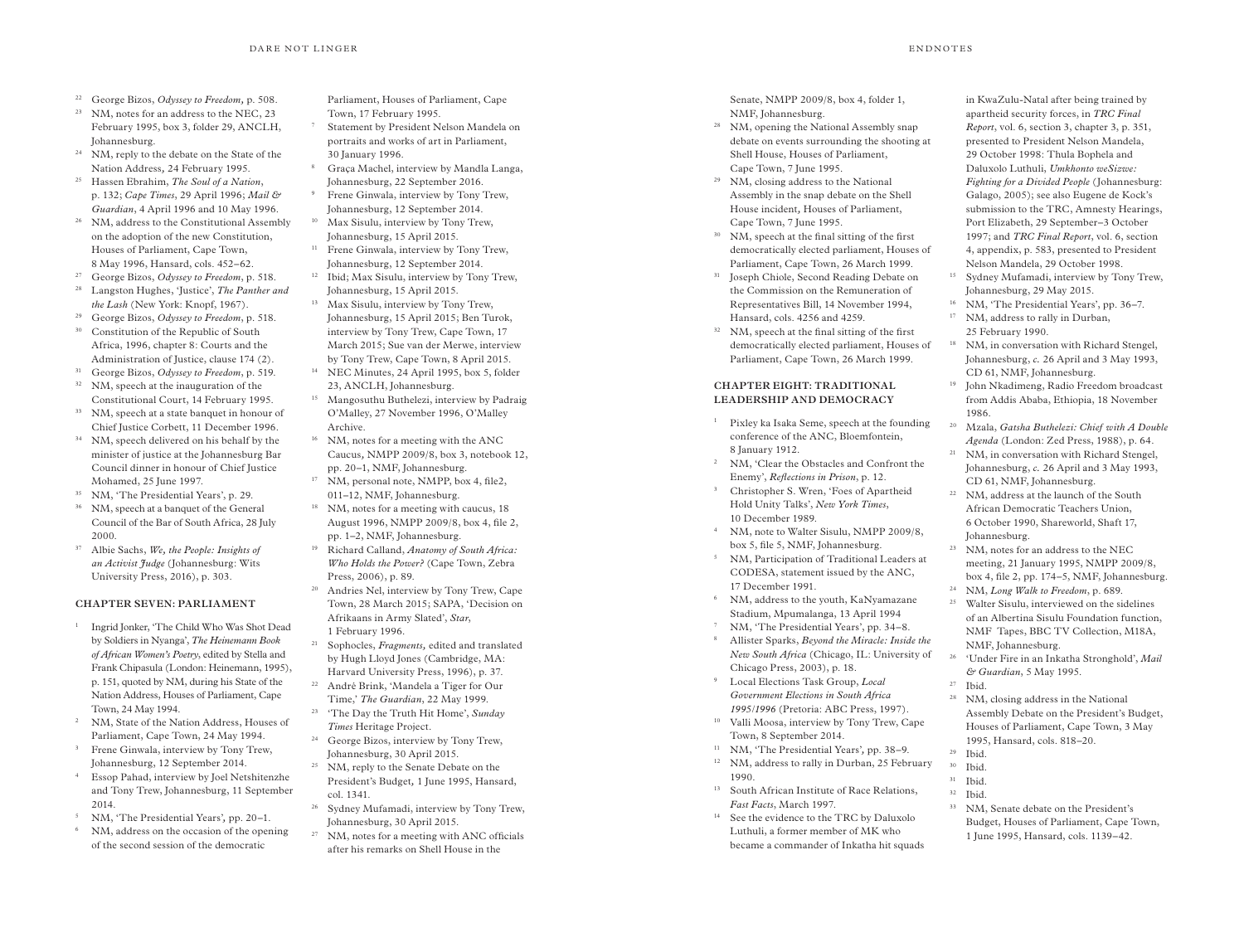22. George Bizos, *Odyssey to Freedom,* p. 508.
23. NM, notes for an address to the NEC, 23 February 1995, box 3, folder 29, ANCLH, Johannesburg.
24. NM, reply to the debate on the State of the Nation Address, 24 February 1995.
25. Hassen Ebrahim, *The Soul of a Nation*, p. 132; *Cape Times*, 29 April 1996; *Mail & Guardian*, 4 April 1996 and 10 May 1996.
26. NM, address to the Constitutional Assembly on the adoption of the new Constitution, Houses of Parliament, Cape Town, 8 May 1996, Hansard, cols. 452–62.
27. George Bizos, *Odyssey to Freedom*, p. 518.
28. Langston Hughes, 'Justice', *The Panther and the Lash* (New York: Knopf, 1967).
29. George Bizos, *Odyssey to Freedom*, p. 518.
30. Constitution of the Republic of South Africa, 1996, chapter 8: Courts and the Administration of Justice, clause 174 (2).
31. George Bizos, *Odyssey to Freedom*, p. 519.
32. NM, speech at the inauguration of the Constitutional Court, 14 February 1995.
33. NM, speech at a state banquet in honour of Chief Justice Corbett, 11 December 1996.
34. NM, speech delivered on his behalf by the minister of justice at the Johannesburg Bar Council dinner in honour of Chief Justice Mohamed, 25 June 1997.
35. NM, 'The Presidential Years', p. 29.
36. NM, speech at a banquet of the General Council of the Bar of South Africa, 28 July 2000.
37. Albie Sachs, *We, the People: Insights of an Activist Judge* (Johannesburg: Wits University Press, 2016), p. 303.

### CHAPTER SEVEN: PARLIAMENT

1. Ingrid Jonker, 'The Child Who Was Shot Dead by Soldiers in Nyanga', *The Heinemann Book of African Women's Poetry*, edited by Stella and Frank Chipasula (London: Heinemann, 1995), p. 151, quoted by NM, during his State of the Nation Address, Houses of Parliament, Cape Town, 24 May 1994.
2. NM, State of the Nation Address, Houses of Parliament, Cape Town, 24 May 1994.
3. Frene Ginwala, interview by Tony Trew, Johannesburg, 12 September 2014.
4. Essop Pahad, interview by Joel Netshitenzhe and Tony Trew, Johannesburg, 11 September 2014.
5. NM, 'The Presidential Years', pp. 20–1.
6. NM, address on the occasion of the opening of the second session of the democratic Parliament, Houses of Parliament, Cape Town, 17 February 1995.
7. Statement by President Nelson Mandela on portraits and works of art in Parliament, 30 January 1996.
8. Graça Machel, interview by Mandla Langa, Johannesburg, 22 September 2016.
9. Frene Ginwala, interview by Tony Trew, Johannesburg, 12 September 2014.
10. Max Sisulu, interview by Tony Trew, Johannesburg, 15 April 2015.
11. Frene Ginwala, interview by Tony Trew, Johannesburg, 12 September 2014.
12. Ibid; Max Sisulu, interview by Tony Trew, Johannesburg, 15 April 2015.
13. Max Sisulu, interview by Tony Trew, Johannesburg, 15 April 2015; Ben Turok, interview by Tony Trew, Cape Town, 17 March 2015; Sue van der Merwe, interview by Tony Trew, Cape Town, 8 April 2015.
14. NEC Minutes, 24 April 1995, box 5, folder 23, ANCLH, Johannesburg.
15. Mangosuthu Buthelezi, interview by Padraig O'Malley, 27 November 1996, O'Malley Archive.
16. NM, notes for a meeting with the ANC Caucus, NMPP 2009/8, box 3, notebook 12, pp. 20–1, NMF, Johannesburg.
17. NM, personal note, NMPP, box 4, file2, 011–12, NMF, Johannesburg.
18. NM, notes for a meeting with caucus, 18 August 1996, NMPP 2009/8, box 4, file 2, pp. 1–2, NMF, Johannesburg.
19. Richard Calland, *Anatomy of South Africa: Who Holds the Power?* (Cape Town, Zebra Press, 2006), p. 89.
20. Andries Nel, interview by Tony Trew, Cape Town, 28 March 2015; SAPA, 'Decision on Afrikaans in Army Slated', *Star,* 1 February 1996.
21. Sophocles, *Fragments,* edited and translated by Hugh Lloyd Jones (Cambridge, MA: Harvard University Press, 1996), p. 37.
22. André Brink, 'Mandela a Tiger for Our Time,' *The Guardian*, 22 May 1999.
23. 'The Day the Truth Hit Home', *Sunday Times* Heritage Project.
24. George Bizos, interview by Tony Trew, Johannesburg, 30 April 2015.
25. NM, reply to the Senate Debate on the President's Budget, 1 June 1995, Hansard, col. 1341.
26. Sydney Mufamadi, interview by Tony Trew, Johannesburg, 30 April 2015.
27. NM, notes for a meeting with ANC officials after his remarks on Shell House in the Senate, NMPP 2009/8, box 4, folder 1, NMF, Johannesburg.
28. NM, opening the National Assembly snap debate on events surrounding the shooting at Shell House, Houses of Parliament, Cape Town, 7 June 1995.
29. NM, closing address to the National Assembly in the snap debate on the Shell House incident, Houses of Parliament, Cape Town, 7 June 1995.
30. NM, speech at the final sitting of the first democratically elected parliament, Houses of Parliament, Cape Town, 26 March 1999.
31. Joseph Chiole, Second Reading Debate on the Commission on the Remuneration of Representatives Bill, 14 November 1994, Hansard, cols. 4256 and 4259.
32. NM, speech at the final sitting of the first democratically elected parliament, Houses of Parliament, Cape Town, 26 March 1999.

### CHAPTER EIGHT: TRADITIONAL LEADERSHIP AND DEMOCRACY

1. Pixley ka Isaka Seme, speech at the founding conference of the ANC, Bloemfontein, 8 January 1912.
2. NM, 'Clear the Obstacles and Confront the Enemy', *Reflections in Prison*, p. 12.
3. Christopher S. Wren, 'Foes of Apartheid Hold Unity Talks', *New York Times*, 10 December 1989.
4. NM, note to Walter Sisulu, NMPP 2009/8, box 5, file 5, NMF, Johannesburg.
5. NM, Participation of Traditional Leaders at CODESA, statement issued by the ANC, 17 December 1991.
6. NM, address to the youth, KaNyamazane Stadium, Mpumalanga, 13 April 1994
7. NM, 'The Presidential Years', pp. 34–8.
8. Allister Sparks, *Beyond the Miracle: Inside the New South Africa* (Chicago, IL: University of Chicago Press, 2003), p. 18.
9. Local Elections Task Group, *Local Government Elections in South Africa 1995/1996* (Pretoria: ABC Press, 1997).
10. Valli Moosa, interview by Tony Trew, Cape Town, 8 September 2014.
11. NM, 'The Presidential Years', pp. 38–9.
12. NM, address to rally in Durban, 25 February 1990.
13. South African Institute of Race Relations, *Fast Facts*, March 1997.
14. See the evidence to the TRC by Daluxolo Luthuli, a former member of MK who became a commander of Inkatha hit squads in KwaZulu-Natal after being trained by apartheid security forces, in *TRC Final Report*, vol. 6, section 3, chapter 3, p. 351, presented to President Nelson Mandela, 29 October 1998: Thula Bophela and Daluxolo Luthuli, *Umkhonto weSizwe: Fighting for a Divided People* (Johannesburg: Galago, 2005); see also Eugene de Kock's submission to the TRC, Amnesty Hearings, Port Elizabeth, 29 September–3 October 1997; and *TRC Final Report*, vol. 6, section 4, appendix, p. 583, presented to President Nelson Mandela, 29 October 1998.
15. Sydney Mufamadi, interview by Tony Trew, Johannesburg, 29 May 2015.
16. NM, 'The Presidential Years', pp. 36–7.
17. NM, address to rally in Durban, 25 February 1990.
18. NM, in conversation with Richard Stengel, Johannesburg, *c.* 26 April and 3 May 1993, CD 61, NMF, Johannesburg.
19. John Nkadimeng, Radio Freedom broadcast from Addis Ababa, Ethiopia, 18 November 1986.
20. Mzala, *Gatsha Buthelezi: Chief with A Double Agenda* (London: Zed Press, 1988), p. 64.
21. NM, in conversation with Richard Stengel, Johannesburg, *c.* 26 April and 3 May 1993, CD 61, NMF, Johannesburg.
22. NM, address at the launch of the South African Democratic Teachers Union, 6 October 1990, Shareworld, Shaft 17, Johannesburg.
23. NM, notes for an address to the NEC meeting, 21 January 1995, NMPP 2009/8, box 4, file 2, pp. 174–5, NMF, Johannesburg.
24. NM, *Long Walk to Freedom*, p. 689.
25. Walter Sisulu, interviewed on the sidelines of an Albertina Sisulu Foundation function, NMF Tapes, BBC TV Collection, M18A, NMF, Johannesburg.
26. 'Under Fire in an Inkatha Stronghold', *Mail & Guardian*, 5 May 1995.
27. Ibid.
28. NM, closing address in the National Assembly Debate on the President's Budget, Houses of Parliament, Cape Town, 3 May 1995, Hansard, cols. 818–20.
29. Ibid.
30. Ibid.
31. Ibid.
32. Ibid.
33. NM, Senate debate on the President's Budget, Houses of Parliament, Cape Town, 1 June 1995, Hansard, cols. 1139–42.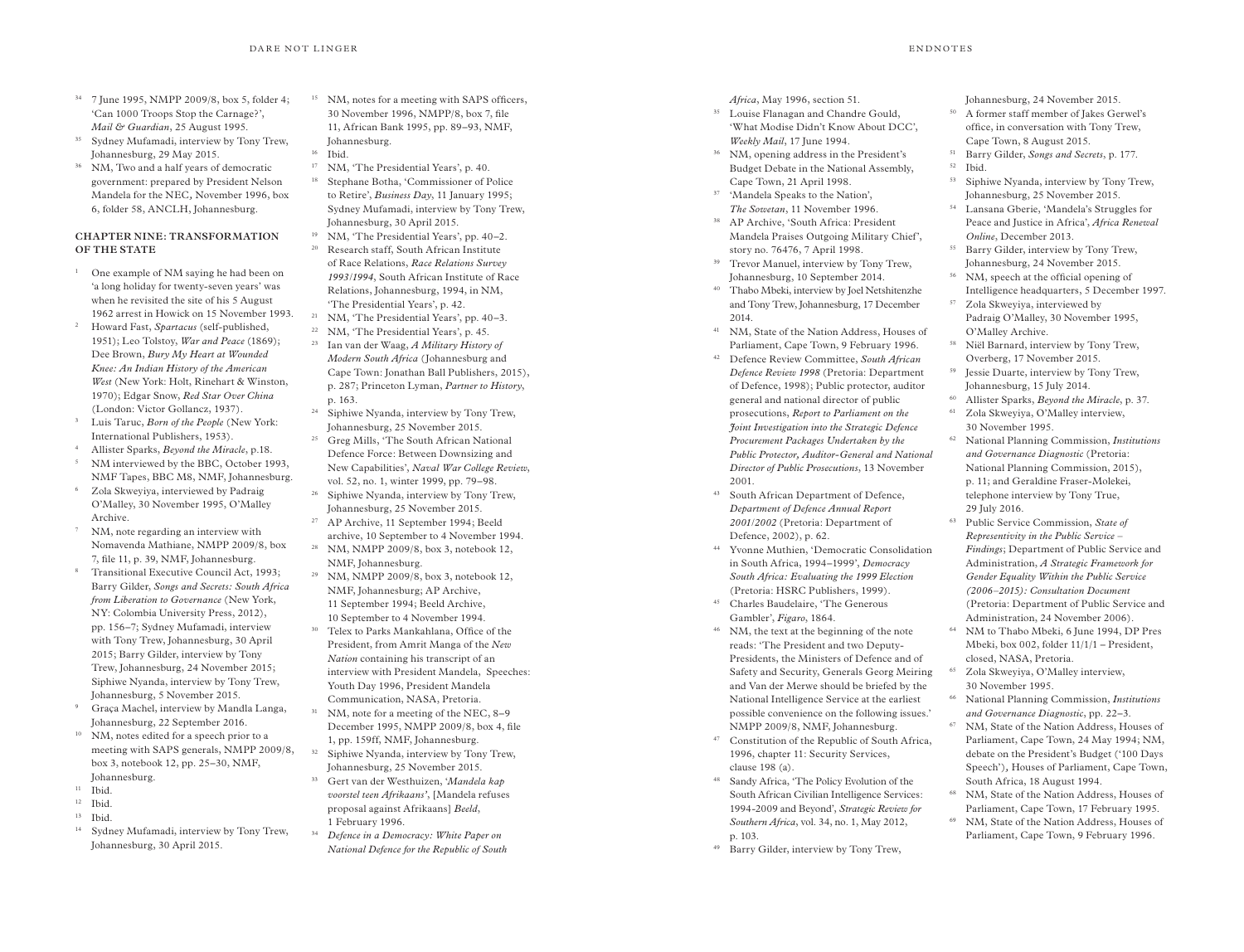34 7 June 1995, NMPP 2009/8, box 5, folder 4; 'Can 1000 Troops Stop the Carnage?', *Mail & Guardian*, 25 August 1995.

35 Sydney Mufamadi, interview by Tony Trew, Johannesburg, 29 May 2015.

36 NM, Two and a half years of democratic government: prepared by President Nelson Mandela for the NEC, November 1996, box 6, folder 58, ANCLH, Johannesburg.

### CHAPTER NINE: TRANSFORMATION OF THE STATE

1 One example of NM saying he had been on 'a long holiday for twenty-seven years' was when he revisited the site of his 5 August 1962 arrest in Howick on 15 November 1993.

2 Howard Fast, *Spartacus* (self-published, 1951); Leo Tolstoy, *War and Peace* (1869); Dee Brown, *Bury My Heart at Wounded Knee: An Indian History of the American West* (New York: Holt, Rinehart & Winston, 1970); Edgar Snow, *Red Star Over China* (London: Victor Gollancz, 1937).

3 Luis Taruc, *Born of the People* (New York: International Publishers, 1953).

4 Allister Sparks, *Beyond the Miracle*, p.18.

5 NM interviewed by the BBC, October 1993, NMF Tapes, BBC M8, NMF, Johannesburg.

6 Zola Skweyiya, interviewed by Padraig O'Malley, 30 November 1995, O'Malley Archive.

7 NM, note regarding an interview with Nomavenda Mathiane, NMPP 2009/8, box 7, file 11, p. 39, NMF, Johannesburg.

8 Transitional Executive Council Act, 1993; Barry Gilder, *Songs and Secrets: South Africa from Liberation to Governance* (New York, NY: Colombia University Press, 2012), pp. 156–7; Sydney Mufamadi, interview with Tony Trew, Johannesburg, 30 April 2015; Barry Gilder, interview by Tony Trew, Johannesburg, 24 November 2015; Siphiwe Nyanda, interview by Tony Trew, Johannesburg, 5 November 2015.

9 Graça Machel, interview by Mandla Langa, Johannesburg, 22 September 2016.

10 NM, notes edited for a speech prior to a meeting with SAPS generals, NMPP 2009/8, box 3, notebook 12, pp. 25–30, NMF, Johannesburg.

11 Ibid.

12 Ibid.

13 Ibid.

14 Sydney Mufamadi, interview by Tony Trew, Johannesburg, 30 April 2015.

15 NM, notes for a meeting with SAPS officers, 30 November 1996, NMPP/8, box 7, file 11, African Bank 1995, pp. 89–93, NMF, Johannesburg.

16 Ibid.

17 NM, 'The Presidential Years', p. 40.

18 Stephane Botha, 'Commissioner of Police to Retire', *Business Day*, 11 January 1995; Sydney Mufamadi, interview by Tony Trew, Johannesburg, 30 April 2015.

19 NM, 'The Presidential Years', pp. 40–2.

20 Research staff, South African Institute of Race Relations, *Race Relations Survey 1993/1994*, South African Institute of Race Relations, Johannesburg, 1994, in NM, 'The Presidential Years', p. 42.

21 NM, 'The Presidential Years', pp. 40–3.

22 NM, 'The Presidential Years', p. 45.

23 Ian van der Waag, *A Military History of Modern South Africa* (Johannesburg and Cape Town: Jonathan Ball Publishers, 2015), p. 287; Princeton Lyman, *Partner to History*, p. 163.

24 Siphiwe Nyanda, interview by Tony Trew, Johannesburg, 25 November 2015.

25 Greg Mills, 'The South African National Defence Force: Between Downsizing and New Capabilities', *Naval War College Review*, vol. 52, no. 1, winter 1999, pp. 79–98.

26 Siphiwe Nyanda, interview by Tony Trew, Johannesburg, 25 November 2015.

27 AP Archive, 11 September 1994; Beeld archive, 10 September to 4 November 1994.

28 NM, NMPP 2009/8, box 3, notebook 12, NMF, Johannesburg.

29 NM, NMPP 2009/8, box 3, notebook 12, NMF, Johannesburg; AP Archive, 11 September 1994; Beeld Archive, 10 September to 4 November 1994.

30 Telex to Parks Mankahlana, Office of the President, from Amrit Manga of the *New Nation* containing his transcript of an interview with President Mandela, Speeches: Youth Day 1996, President Mandela Communication, NASA, Pretoria.

31 NM, note for a meeting of the NEC, 8–9 December 1995, NMPP 2009/8, box 4, file 1, pp. 159ff, NMF, Johannesburg.

32 Siphiwe Nyanda, interview by Tony Trew, Johannesburg, 25 November 2015.

33 Gert van der Westhuizen, '*Mandela kap voorstel teen Afrikaans*', [Mandela refuses proposal against Afrikaans] *Beeld*, 1 February 1996.

34 *Defence in a Democracy: White Paper on National Defence for the Republic of South Africa*, May 1996, section 51.

35 Louise Flanagan and Chandre Gould, 'What Modise Didn't Know About DCC', *Weekly Mail*, 17 June 1994.

36 NM, opening address in the President's Budget Debate in the National Assembly, Cape Town, 21 April 1998.

37 'Mandela Speaks to the Nation', *The Sowetan*, 11 November 1996.

38 AP Archive, 'South Africa: President Mandela Praises Outgoing Military Chief', story no. 76476, 7 April 1998.

39 Trevor Manuel, interview by Tony Trew, Johannesburg, 10 September 2014.

40 Thabo Mbeki, interview by Joel Netshitenzhe and Tony Trew, Johannesburg, 17 December 2014.

41 NM, State of the Nation Address, Houses of Parliament, Cape Town, 9 February 1996.

42 Defence Review Committee, *South African Defence Review 1998* (Pretoria: Department of Defence, 1998); Public protector, auditor general and national director of public prosecutions, *Report to Parliament on the Joint Investigation into the Strategic Defence Procurement Packages Undertaken by the Public Protector, Auditor-General and National Director of Public Prosecutions*, 13 November 2001.

43 South African Department of Defence, *Department of Defence Annual Report 2001/2002* (Pretoria: Department of Defence, 2002), p. 62.

44 Yvonne Muthien, 'Democratic Consolidation in South Africa, 1994–1999', *Democracy South Africa: Evaluating the 1999 Election* (Pretoria: HSRC Publishers, 1999).

45 Charles Baudelaire, 'The Generous Gambler', *Figaro*, 1864.

46 NM, the text at the beginning of the note reads: 'The President and two Deputy-Presidents, the Ministers of Defence and of Safety and Security, Generals Georg Meiring and Van der Merwe should be briefed by the National Intelligence Service at the earliest possible convenience on the following issues.' NMPP 2009/8, NMF, Johannesburg.

47 Constitution of the Republic of South Africa, 1996, chapter 11: Security Services, clause 198 (a).

48 Sandy Africa, 'The Policy Evolution of the South African Civilian Intelligence Services: 1994-2009 and Beyond', *Strategic Review for Southern Africa*, vol. 34, no. 1, May 2012, p. 103.

49 Barry Gilder, interview by Tony Trew, Johannesburg, 24 November 2015.

50 A former staff member of Jakes Gerwel's office, in conversation with Tony Trew, Cape Town, 8 August 2015.

51 Barry Gilder, *Songs and Secrets*, p. 177.

52 Ibid.

53 Siphiwe Nyanda, interview by Tony Trew, Johannesburg, 25 November 2015.

54 Lansana Gberie, 'Mandela's Struggles for Peace and Justice in Africa', *Africa Renewal Online*, December 2013.

55 Barry Gilder, interview by Tony Trew, Johannesburg, 24 November 2015.

56 NM, speech at the official opening of Intelligence headquarters, 5 December 1997.

57 Zola Skweyiya, interviewed by Padraig O'Malley, 30 November 1995, O'Malley Archive.

58 Niël Barnard, interview by Tony Trew, Overberg, 17 November 2015.

59 Jessie Duarte, interview by Tony Trew, Johannesburg, 15 July 2014.

60 Allister Sparks, *Beyond the Miracle*, p. 37.

61 Zola Skweyiya, O'Malley interview, 30 November 1995.

62 National Planning Commission, *Institutions and Governance Diagnostic* (Pretoria: National Planning Commission, 2015), p. 11; and Geraldine Fraser-Molekei, telephone interview by Tony True, 29 July 2016.

63 Public Service Commission, *State of Representivity in the Public Service – Findings*; Department of Public Service and Administration, *A Strategic Framework for Gender Equality Within the Public Service (2006–2015): Consultation Document* (Pretoria: Department of Public Service and Administration, 24 November 2006).

64 NM to Thabo Mbeki, 6 June 1994, DP Pres Mbeki, box 002, folder 11/1/1 – President, closed, NASA, Pretoria.

65 Zola Skweyiya, O'Malley interview, 30 November 1995.

66 National Planning Commission, *Institutions and Governance Diagnostic*, pp. 22–3.

67 NM, State of the Nation Address, Houses of Parliament, Cape Town, 24 May 1994; NM, debate on the President's Budget ('100 Days Speech'), Houses of Parliament, Cape Town, South Africa, 18 August 1994.

68 NM, State of the Nation Address, Houses of Parliament, Cape Town, 17 February 1995.

69 NM, State of the Nation Address, Houses of Parliament, Cape Town, 9 February 1996.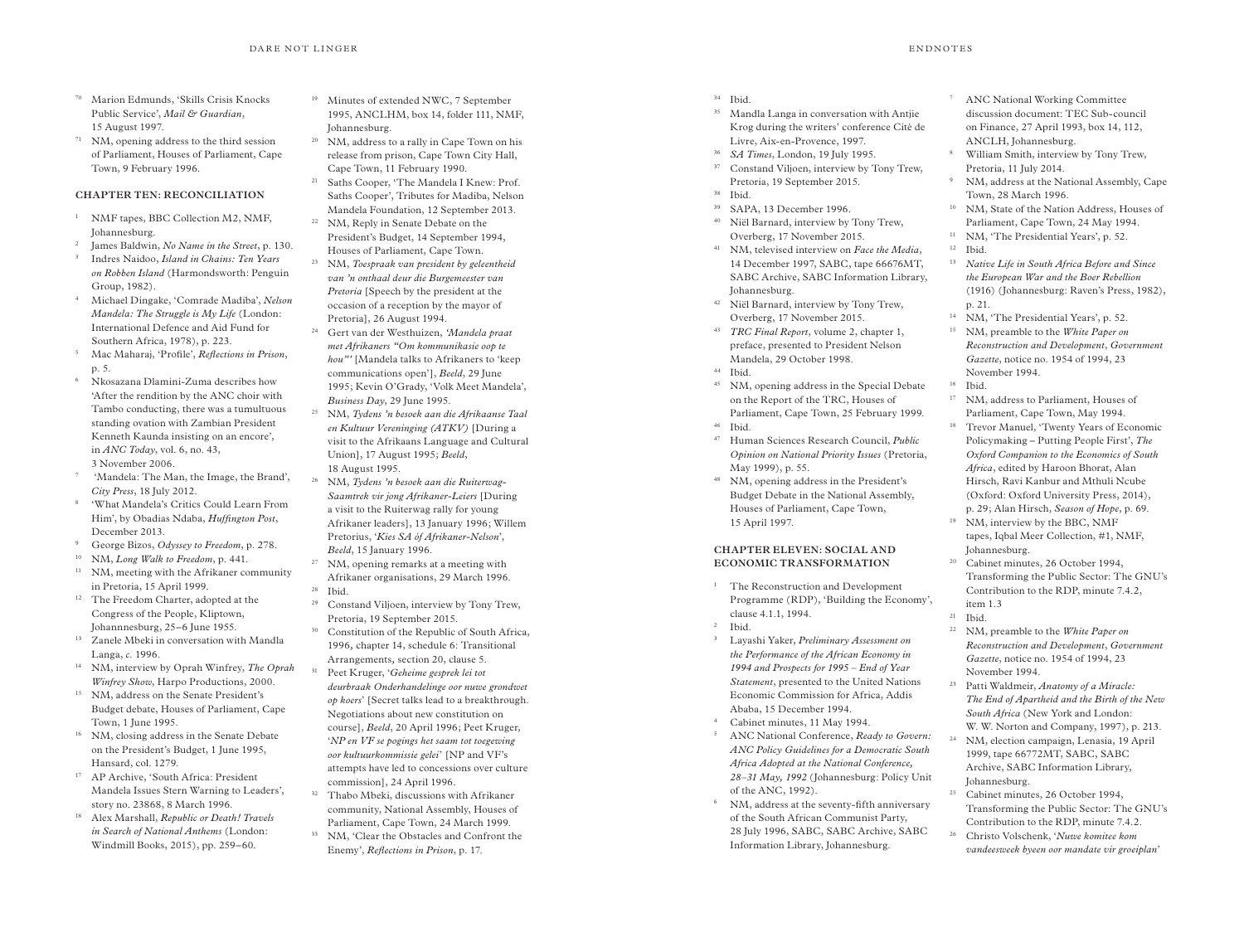[70] Marion Edmunds, 'Skills Crisis Knocks Public Service', *Mail & Guardian*, 15 August 1997.

[71] NM, opening address to the third session of Parliament, Houses of Parliament, Cape Town, 9 February 1996.

### CHAPTER TEN: RECONCILIATION

[1] NMF tapes, BBC Collection M2, NMF, Johannesburg.

[2] James Baldwin, *No Name in the Street*, p. 130.

[3] Indres Naidoo, *Island in Chains: Ten Years on Robben Island* (Harmondsworth: Penguin Group, 1982).

[4] Michael Dingake, 'Comrade Madiba', *Nelson Mandela: The Struggle is My Life* (London: International Defence and Aid Fund for Southern Africa, 1978), p. 223.

[5] Mac Maharaj, 'Profile', *Reflections in Prison*, p. 5.

[6] Nkosazana Dlamini-Zuma describes how 'After the rendition by the ANC choir with Tambo conducting, there was a tumultuous standing ovation with Zambian President Kenneth Kaunda insisting on an encore', in *ANC Today*, vol. 6, no. 43, 3 November 2006.

[7] 'Mandela: The Man, the Image, the Brand', *City Press*, 18 July 2012.

[8] 'What Mandela's Critics Could Learn From Him', by Obadias Ndaba, *Huffington Post*, December 2013.

[9] George Bizos, *Odyssey to Freedom*, p. 278.

[10] NM, *Long Walk to Freedom*, p. 441.

[11] NM, meeting with the Afrikaner community in Pretoria, 15 April 1999.

[12] The Freedom Charter, adopted at the Congress of the People, Kliptown, Johannnesburg, 25–6 June 1955.

[13] Zanele Mbeki in conversation with Mandla Langa, *c.* 1996.

[14] NM, interview by Oprah Winfrey, *The Oprah Winfrey Show*, Harpo Productions, 2000.

[15] NM, address on the Senate President's Budget debate, Houses of Parliament, Cape Town, 1 June 1995.

[16] NM, closing address in the Senate Debate on the President's Budget, 1 June 1995, Hansard, col. 1279.

[17] AP Archive, 'South Africa: President Mandela Issues Stern Warning to Leaders', story no. 23868, 8 March 1996.

[18] Alex Marshall, *Republic or Death! Travels in Search of National Anthems* (London: Windmill Books, 2015), pp. 259–60.

[19] Minutes of extended NWC, 7 September 1995, ANCLHM, box 14, folder 111, NMF, Johannesburg.

[20] NM, address to a rally in Cape Town on his release from prison, Cape Town City Hall, Cape Town, 11 February 1990.

[21] Saths Cooper, 'The Mandela I Knew: Prof. Saths Cooper', Tributes for Madiba, Nelson Mandela Foundation, 12 September 2013.

[22] NM, Reply in Senate Debate on the President's Budget, 14 September 1994, Houses of Parliament, Cape Town.

[23] NM, *Toespraak van president by geleentheid van 'n onthaal deur die Burgemeester van Pretoria* [Speech by the president at the occasion of a reception by the mayor of Pretoria], 26 August 1994.

[24] Gert van der Westhuizen, *'Mandela praat met Afrikaners "Om kommunikasie oop te hou"'* [Mandela talks to Afrikaners to 'keep communications open'], *Beeld*, 29 June 1995; Kevin O'Grady, 'Volk Meet Mandela', *Business Day*, 29 June 1995.

[25] NM, *Tydens 'n besoek aan die Afrikaanse Taal en Kultuur Vereninging (ATKV)* [During a visit to the Afrikaans Language and Cultural Union], 17 August 1995; *Beeld*, 18 August 1995.

[26] NM, *Tydens 'n besoek aan die Ruiterwag-Saamtrek vir jong Afrikaner-Leiers* [During a visit to the Ruiterwag rally for young Afrikaner leaders], 13 January 1996; Willem Pretorius, '*Kies SA óf Afrikaner-Nelson*', *Beeld*, 15 January 1996.

[27] NM, opening remarks at a meeting with Afrikaner organisations, 29 March 1996.

[28] Ibid.

[29] Constand Viljoen, interview by Tony Trew, Pretoria, 19 September 2015.

[30] Constitution of the Republic of South Africa, 1996, chapter 14, schedule 6: Transitional Arrangements, section 20, clause 5.

[31] Peet Kruger, '*Geheime gesprek lei tot deurbraak Onderhandelinge oor nuwe grondwet op koers*' [Secret talks lead to a breakthrough. Negotiations about new constitution on course], *Beeld*, 20 April 1996; Peet Kruger, '*NP en VF se pogings het saam tot toegewing oor kultuurkommissie gelei*' [NP and VF's attempts have led to concessions over culture commission], 24 April 1996.

[32] Thabo Mbeki, discussions with Afrikaner community, National Assembly, Houses of Parliament, Cape Town, 24 March 1999.

[33] NM, 'Clear the Obstacles and Confront the Enemy', *Reflections in Prison*, p. 17.

[34] Ibid.

[35] Mandla Langa in conversation with Antjie Krog during the writers' conference Cité de Livre, Aix-en-Provence, 1997.

[36] *SA Times*, London, 19 July 1995.

[37] Constand Viljoen, interview by Tony Trew, Pretoria, 19 September 2015.

[38] Ibid.

[39] SAPA, 13 December 1996.

[40] Niël Barnard, interview by Tony Trew, Overberg, 17 November 2015.

[41] NM, televised interview on *Face the Media*, 14 December 1997, SABC, tape 66676MT, SABC Archive, SABC Information Library, Johannesburg.

[42] Niël Barnard, interview by Tony Trew, Overberg, 17 November 2015.

[43] *TRC Final Report*, volume 2, chapter 1, preface, presented to President Nelson Mandela, 29 October 1998.

[44] Ibid.

[45] NM, opening address in the Special Debate on the Report of the TRC, Houses of Parliament, Cape Town, 25 February 1999.

[46] Ibid.

[47] Human Sciences Research Council, *Public Opinion on National Priority Issues* (Pretoria, May 1999), p. 55.

[48] NM, opening address in the President's Budget Debate in the National Assembly, Houses of Parliament, Cape Town, 15 April 1997.

### CHAPTER ELEVEN: SOCIAL AND ECONOMIC TRANSFORMATION

[1] The Reconstruction and Development Programme (RDP), 'Building the Economy', clause 4.1.1, 1994.

[2] Ibid.

[3] Layashi Yaker, *Preliminary Assessment on the Performance of the African Economy in 1994 and Prospects for 1995 – End of Year Statement*, presented to the United Nations Economic Commission for Africa, Addis Ababa, 15 December 1994.

[4] Cabinet minutes, 11 May 1994.

[5] ANC National Conference, *Ready to Govern: ANC Policy Guidelines for a Democratic South Africa Adopted at the National Conference, 28–31 May, 1992* (Johannesburg: Policy Unit of the ANC, 1992).

[6] NM, address at the seventy-fifth anniversary of the South African Communist Party, 28 July 1996, SABC, SABC Archive, SABC Information Library, Johannesburg.

[7] ANC National Working Committee discussion document: TEC Sub-council on Finance, 27 April 1993, box 14, 112, ANCLH, Johannesburg.

[8] William Smith, interview by Tony Trew, Pretoria, 11 July 2014.

[9] NM, address at the National Assembly, Cape Town, 28 March 1996.

[10] NM, State of the Nation Address, Houses of Parliament, Cape Town, 24 May 1994.

[11] NM, 'The Presidential Years', p. 52.

[12] Ibid.

[13] *Native Life in South Africa Before and Since the European War and the Boer Rebellion* (1916) (Johannesburg: Raven's Press, 1982), p. 21.

[14] NM, 'The Presidential Years', p. 52.

[15] NM, preamble to the *White Paper on Reconstruction and Development*, *Government Gazette*, notice no. 1954 of 1994, 23 November 1994.

[16] Ibid.

[17] NM, address to Parliament, Houses of Parliament, Cape Town, May 1994.

[18] Trevor Manuel, 'Twenty Years of Economic Policymaking – Putting People First', *The Oxford Companion to the Economics of South Africa*, edited by Haroon Bhorat, Alan Hirsch, Ravi Kanbur and Mthuli Ncube (Oxford: Oxford University Press, 2014), p. 29; Alan Hirsch, *Season of Hope*, p. 69.

[19] NM, interview by the BBC, NMF tapes, Iqbal Meer Collection, #1, NMF, Johannesburg.

[20] Cabinet minutes, 26 October 1994, Transforming the Public Sector: The GNU's Contribution to the RDP, minute 7.4.2, item 1.3

[21] Ibid.

[22] NM, preamble to the *White Paper on Reconstruction and Development*, *Government Gazette*, notice no. 1954 of 1994, 23 November 1994.

[23] Patti Waldmeir, *Anatomy of a Miracle: The End of Apartheid and the Birth of the New South Africa* (New York and London: W. W. Norton and Company, 1997), p. 213.

[24] NM, election campaign, Lenasia, 19 April 1999, tape 66772MT, SABC, SABC Archive, SABC Information Library, Johannesburg.

[25] Cabinet minutes, 26 October 1994, Transforming the Public Sector: The GNU's Contribution to the RDP, minute 7.4.2.

[26] Christo Volschenk, '*Nuwe komitee kom vandeesweek byeen oor mandate vir groeiplan*'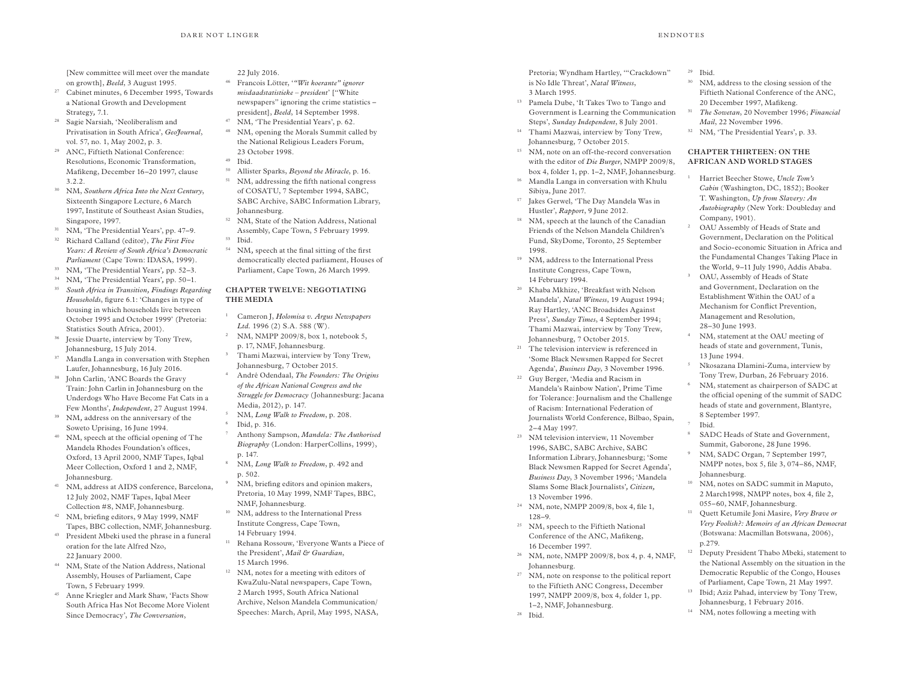[New committee will meet over the mandate on growth], *Beeld*, 3 August 1995.

27 Cabinet minutes, 6 December 1995, Towards a National Growth and Development Strategy, 7.1.

28 Sagie Narsiah, 'Neoliberalism and Privatisation in South Africa', *GeoJournal*, vol. 57, no. 1, May 2002, p. 3.

29 ANC, Fiftieth National Conference: Resolutions, Economic Transformation, Mafikeng, December 16–20 1997, clause 3.2.2.

30 NM, *Southern Africa Into the Next Century*, Sixteenth Singapore Lecture, 6 March 1997, Institute of Southeast Asian Studies, Singapore, 1997.

31 NM, 'The Presidential Years', pp. 47–9.

32 Richard Calland (editor), *The First Five Years: A Review of South Africa's Democratic Parliament* (Cape Town: IDASA, 1999).

33 NM, 'The Presidential Years', pp. 52–3.

34 NM, 'The Presidential Years', pp. 50–1.

35 *South Africa in Transition, Findings Regarding Households*, figure 6.1: 'Changes in type of housing in which households live between October 1995 and October 1999' (Pretoria: Statistics South Africa, 2001).

36 Jessie Duarte, interview by Tony Trew, Johannesburg, 15 July 2014.

37 Mandla Langa in conversation with Stephen Laufer, Johannesburg, 16 July 2016.

38 John Carlin, 'ANC Boards the Gravy Train: John Carlin in Johannesburg on the Underdogs Who Have Become Fat Cats in a Few Months', *Independent*, 27 August 1994.

39 NM, address on the anniversary of the Soweto Uprising, 16 June 1994.

40 NM, speech at the official opening of The Mandela Rhodes Foundation's offices, Oxford, 13 April 2000, NMF Tapes, Iqbal Meer Collection, Oxford 1 and 2, NMF, Johannesburg.

41 NM, address at AIDS conference, Barcelona, 12 July 2002, NMF Tapes, Iqbal Meer Collection #8, NMF, Johannesburg.

42 NM, briefing editors, 9 May 1999, NMF Tapes, BBC collection, NMF, Johannesburg.

43 President Mbeki used the phrase in a funeral oration for the late Alfred Nzo, 22 January 2000.

44 NM, State of the Nation Address, National Assembly, Houses of Parliament, Cape Town, 5 February 1999.

45 Anne Kriegler and Mark Shaw, 'Facts Show South Africa Has Not Become More Violent Since Democracy', *The Conversation*, 22 July 2016.

46 Francois Lötter, '*"Wit koerante" ignorer misdaadstatistieke – president*' ["White newspapers" ignoring the crime statistics – president], *Beeld*, 14 September 1998.

47 NM, 'The Presidential Years', p. 62.

48 NM, opening the Morals Summit called by the National Religious Leaders Forum, 23 October 1998.

49 Ibid.

50 Allister Sparks, *Beyond the Miracle*, p. 16.

51 NM, addressing the fifth national congress of COSATU, 7 September 1994, SABC, SABC Archive, SABC Information Library, Johannesburg.

52 NM, State of the Nation Address, National Assembly, Cape Town, 5 February 1999.

53 Ibid.

54 NM, speech at the final sitting of the first democratically elected parliament, Houses of Parliament, Cape Town, 26 March 1999.

### CHAPTER TWELVE: NEGOTIATING THE MEDIA

1 Cameron J, *Holomisa v. Argus Newspapers Ltd.* 1996 (2) S.A. 588 (W).

2 NM, NMPP 2009/8, box 1, notebook 5, p. 17, NMF, Johannesburg.

3 Thami Mazwai, interview by Tony Trew, Johannesburg, 7 October 2015.

4 André Odendaal, *The Founders: The Origins of the African National Congress and the Struggle for Democracy* (Johannesburg: Jacana Media, 2012), p. 147.

5 NM, *Long Walk to Freedom*, p. 208.

6 Ibid, p. 316.

7 Anthony Sampson, *Mandela: The Authorised Biography* (London: HarperCollins, 1999), p. 147.

8 NM, *Long Walk to Freedom*, p. 492 and p. 502.

9 NM, briefing editors and opinion makers, Pretoria, 10 May 1999, NMF Tapes, BBC, NMF, Johannesburg.

10 NM, address to the International Press Institute Congress, Cape Town, 14 February 1994.

11 Rehana Rossouw, 'Everyone Wants a Piece of the President', *Mail & Guardian*, 15 March 1996.

12 NM, notes for a meeting with editors of KwaZulu-Natal newspapers, Cape Town, 2 March 1995, South Africa National Archive, Nelson Mandela Communication/ Speeches: March, April, May 1995, NASA, Pretoria; Wyndham Hartley, '"Crackdown" is No Idle Threat', *Natal Witness*, 3 March 1995.

13 Pamela Dube, 'It Takes Two to Tango and Government is Learning the Communication Steps', *Sunday Independent*, 8 July 2001.

14 Thami Mazwai, interview by Tony Trew, Johannesburg, 7 October 2015.

15 NM, note on an off-the-record conversation with the editor of *Die Burger*, NMPP 2009/8, box 4, folder 1, pp. 1–2, NMF, Johannesburg.

16 Mandla Langa in conversation with Khulu Sibiya, June 2017.

17 Jakes Gerwel, 'The Day Mandela Was in Hustler', *Rapport*, 9 June 2012.

18 NM, speech at the launch of the Canadian Friends of the Nelson Mandela Children's Fund, SkyDome, Toronto, 25 September 1998.

19 NM, address to the International Press Institute Congress, Cape Town, 14 February 1994.

20 Khaba Mkhize, 'Breakfast with Nelson Mandela', *Natal Witness*, 19 August 1994; Ray Hartley, 'ANC Broadsides Against Press', *Sunday Times*, 4 September 1994; Thami Mazwai, interview by Tony Trew, Johannesburg, 7 October 2015.

21 The television interview is referenced in 'Some Black Newsmen Rapped for Secret Agenda', *Business Day*, 3 November 1996.

22 Guy Berger, 'Media and Racism in Mandela's Rainbow Nation', Prime Time for Tolerance: Journalism and the Challenge of Racism: International Federation of Journalists World Conference, Bilbao, Spain, 2–4 May 1997.

23 NM television interview, 11 November 1996, SABC, SABC Archive, SABC Information Library, Johannesburg; 'Some Black Newsmen Rapped for Secret Agenda', *Business Day*, 3 November 1996; 'Mandela Slams Some Black Journalists', *Citizen*, 13 November 1996.

24 NM, note, NMPP 2009/8, box 4, file 1, 128–9.

25 NM, speech to the Fiftieth National Conference of the ANC, Mafikeng, 16 December 1997.

26 NM, note, NMPP 2009/8, box 4, p. 4, NMF, Johannesburg.

27 NM, note on response to the political report to the Fiftieth ANC Congress, December 1997, NMPP 2009/8, box 4, folder 1, pp. 1–2, NMF, Johannesburg.

28 Ibid.

29 Ibid.

30 NM, address to the closing session of the Fiftieth National Conference of the ANC, 20 December 1997, Mafikeng.

31 *The Sowetan*, 20 November 1996; *Financial Mail*, 22 November 1996.

32 NM, 'The Presidential Years', p. 33.

### CHAPTER THIRTEEN: ON THE AFRICAN AND WORLD STAGES

1 Harriet Beecher Stowe, *Uncle Tom's Cabin* (Washington, DC, 1852); Booker T. Washington, *Up from Slavery: An Autobiography* (New York: Doubleday and Company, 1901).

2 OAU Assembly of Heads of State and Government, Declaration on the Political and Socio-economic Situation in Africa and the Fundamental Changes Taking Place in the World, 9–11 July 1990, Addis Ababa.

3 OAU, Assembly of Heads of State and Government, Declaration on the Establishment Within the OAU of a Mechanism for Conflict Prevention, Management and Resolution, 28–30 June 1993.

4 NM, statement at the OAU meeting of heads of state and government, Tunis, 13 June 1994.

5 Nkosazana Dlamini-Zuma, interview by Tony Trew, Durban, 26 February 2016.

6 NM, statement as chairperson of SADC at the official opening of the summit of SADC heads of state and government, Blantyre, 8 September 1997.

7 Ibid.

8 SADC Heads of State and Government, Summit, Gaborone, 28 June 1996.

9 NM, SADC Organ, 7 September 1997, NMPP notes, box 5, file 3, 074–86, NMF, Johannesburg.

10 NM, notes on SADC summit in Maputo, 2 March1998, NMPP notes, box 4, file 2, 055–60, NMF, Johannesburg.

11 Quett Ketumile Joni Masire, *Very Brave or Very Foolish?: Memoirs of an African Democrat* (Botswana: Macmillan Botswana, 2006), p.279.

12 Deputy President Thabo Mbeki, statement to the National Assembly on the situation in the Democratic Republic of the Congo, Houses of Parliament, Cape Town, 21 May 1997.

13 Ibid; Aziz Pahad, interview by Tony Trew, Johannesburg, 1 February 2016.

14 NM, notes following a meeting with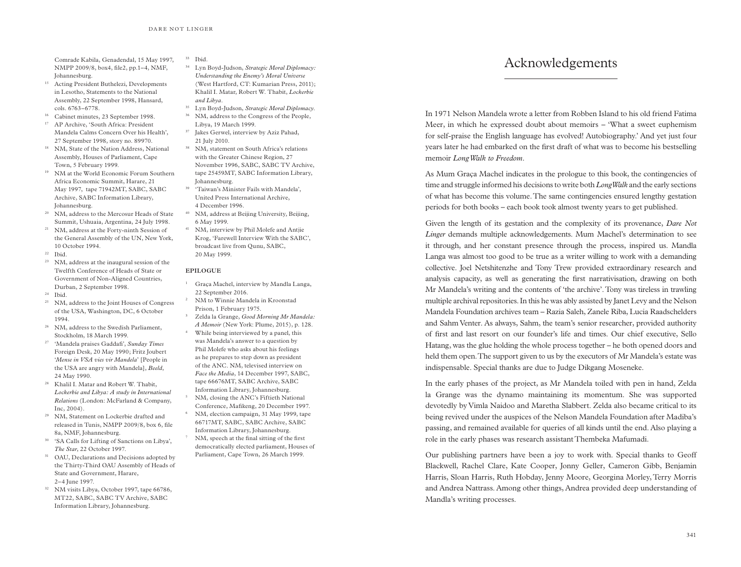Comrade Kabila, Genadendal, 15 May 1997, NMPP 2009/8, box4, file2, pp.1–4, NMF, Johannesburg.

15. Acting President Buthelezi, Developments in Lesotho, Statements to the National Assembly, 22 September 1998, Hansard, cols. 6763–6778.
16. Cabinet minutes, 23 September 1998.
17. AP Archive, 'South Africa: President Mandela Calms Concern Over his Health', 27 September 1998, story no. 89970.
18. NM, State of the Nation Address, National Assembly, Houses of Parliament, Cape Town, 5 February 1999.
19. NM at the World Economic Forum Southern Africa Economic Summit, Harare, 21 May 1997, tape 71942MT, SABC, SABC Archive, SABC Information Library, Johannesburg.
20. NM, address to the Mercosur Heads of State Summit, Ushuaia, Argentina, 24 July 1998.
21. NM, address at the Forty-ninth Session of the General Assembly of the UN, New York, 10 October 1994.
22. Ibid.
23. NM, address at the inaugural session of the Twelfth Conference of Heads of State or Government of Non-Aligned Countries, Durban, 2 September 1998.
24. Ibid.
25. NM, address to the Joint Houses of Congress of the USA, Washington, DC, 6 October 1994.
26. NM, address to the Swedish Parliament, Stockholm, 18 March 1999.
27. 'Mandela praises Gaddafi', *Sunday Times* Foreign Desk, 20 May 1990; Fritz Joubert '*Mense in VSA vies vir Mandela*' [People in the USA are angry with Mandela], *Beeld*, 24 May 1990.
28. Khalil I. Matar and Robert W. Thabit, *Lockerbie and Libya: A study in International Relations* (London: McFarland & Company, Inc, 2004).
29. NM, Statement on Lockerbie drafted and released in Tunis, NMPP 2009/8, box 6, file 8a, NMF, Johannesburg.
30. 'SA Calls for Lifting of Sanctions on Libya', *The Star*, 22 October 1997.
31. OAU, Declarations and Decisions adopted by the Thirty-Third OAU Assembly of Heads of State and Government, Harare, 2–4 June 1997.
32. NM visits Libya, October 1997, tape 66786, MT22, SABC, SABC TV Archive, SABC Information Library, Johannesburg.
33. Ibid.
34. Lyn Boyd-Judson, *Strategic Moral Diplomacy: Understanding the Enemy's Moral Universe* (West Hartford, CT: Kumarian Press, 2011); Khalil I. Matar, Robert W. Thabit, *Lockerbie and Libya*.
35. Lyn Boyd-Judson, *Strategic Moral Diplomacy*.
36. NM, address to the Congress of the People, Libya, 19 March 1999.
37. Jakes Gerwel, interview by Aziz Pahad, 21 July 2010.
38. NM, statement on South Africa's relations with the Greater Chinese Region, 27 November 1996, SABC, SABC TV Archive, tape 25459MT, SABC Information Library, Johannesburg.
39. 'Taiwan's Minister Fails with Mandela', United Press International Archive, 4 December 1996.
40. NM, address at Beijing University, Beijing, 6 May 1999.
41. NM, interview by Phil Molefe and Antjie Krog, 'Farewell Interview With the SABC', broadcast live from Qunu, SABC, 20 May 1999.

### EPILOGUE

1. Graça Machel, interview by Mandla Langa, 22 September 2016.
2. NM to Winnie Mandela in Kroonstad Prison, 1 February 1975.
3. Zelda la Grange, *Good Morning Mr Mandela: A Memoir* (New York: Plume, 2015), p. 128.
4. While being interviewed by a panel, this was Mandela's answer to a question by Phil Molefe who asks about his feelings as he prepares to step down as president of the ANC. NM, televised interview on *Face the Media*, 14 December 1997, SABC, tape 66676MT, SABC Archive, SABC Information Library, Johannesburg.
5. NM, closing the ANC's Fiftieth National Conference, Mafikeng, 20 December 1997.
6. NM, election campaign, 31 May 1999, tape 66717MT, SABC, SABC Archive, SABC Information Library, Johannesburg.
7. NM, speech at the final sitting of the first democratically elected parliament, Houses of Parliament, Cape Town, 26 March 1999.

# Acknowledgements

In 1971 Nelson Mandela wrote a letter from Robben Island to his old friend Fatima Meer, in which he expressed doubt about memoirs – 'What a sweet euphemism for self-praise the English language has evolved! Autobiography.' And yet just four years later he had embarked on the first draft of what was to become his bestselling memoir *Long Walk to Freedom*.

As Mum Graça Machel indicates in the prologue to this book, the contingencies of time and struggle informed his decisions to write both *Long Walk* and the early sections of what has become this volume. The same contingencies ensured lengthy gestation periods for both books – each book took almost twenty years to get published.

Given the length of its gestation and the complexity of its provenance, *Dare Not Linger* demands multiple acknowledgements. Mum Machel's determination to see it through, and her constant presence through the process, inspired us. Mandla Langa was almost too good to be true as a writer willing to work with a demanding collective. Joel Netshitenzhe and Tony Trew provided extraordinary research and analysis capacity, as well as generating the first narrativisation, drawing on both Mr Mandela's writing and the contents of 'the archive'. Tony was tireless in trawling multiple archival repositories. In this he was ably assisted by Janet Levy and the Nelson Mandela Foundation archives team – Razia Saleh, Zanele Riba, Lucia Raadschelders and Sahm Venter. As always, Sahm, the team's senior researcher, provided authority of first and last resort on our founder's life and times. Our chief executive, Sello Hatang, was the glue holding the whole process together – he both opened doors and held them open. The support given to us by the executors of Mr Mandela's estate was indispensable. Special thanks are due to Judge Dikgang Moseneke.

In the early phases of the project, as Mr Mandela toiled with pen in hand, Zelda la Grange was the dynamo maintaining its momentum. She was supported devotedly by Vimla Naidoo and Maretha Slabbert. Zelda also became critical to its being revived under the auspices of the Nelson Mandela Foundation after Madiba's passing, and remained available for queries of all kinds until the end. Also playing a role in the early phases was research assistant Thembeka Mafumadi.

Our publishing partners have been a joy to work with. Special thanks to Geoff Blackwell, Rachel Clare, Kate Cooper, Jonny Geller, Cameron Gibb, Benjamin Harris, Sloan Harris, Ruth Hobday, Jenny Moore, Georgina Morley, Terry Morris and Andrea Nattrass. Among other things, Andrea provided deep understanding of Mandla's writing processes.